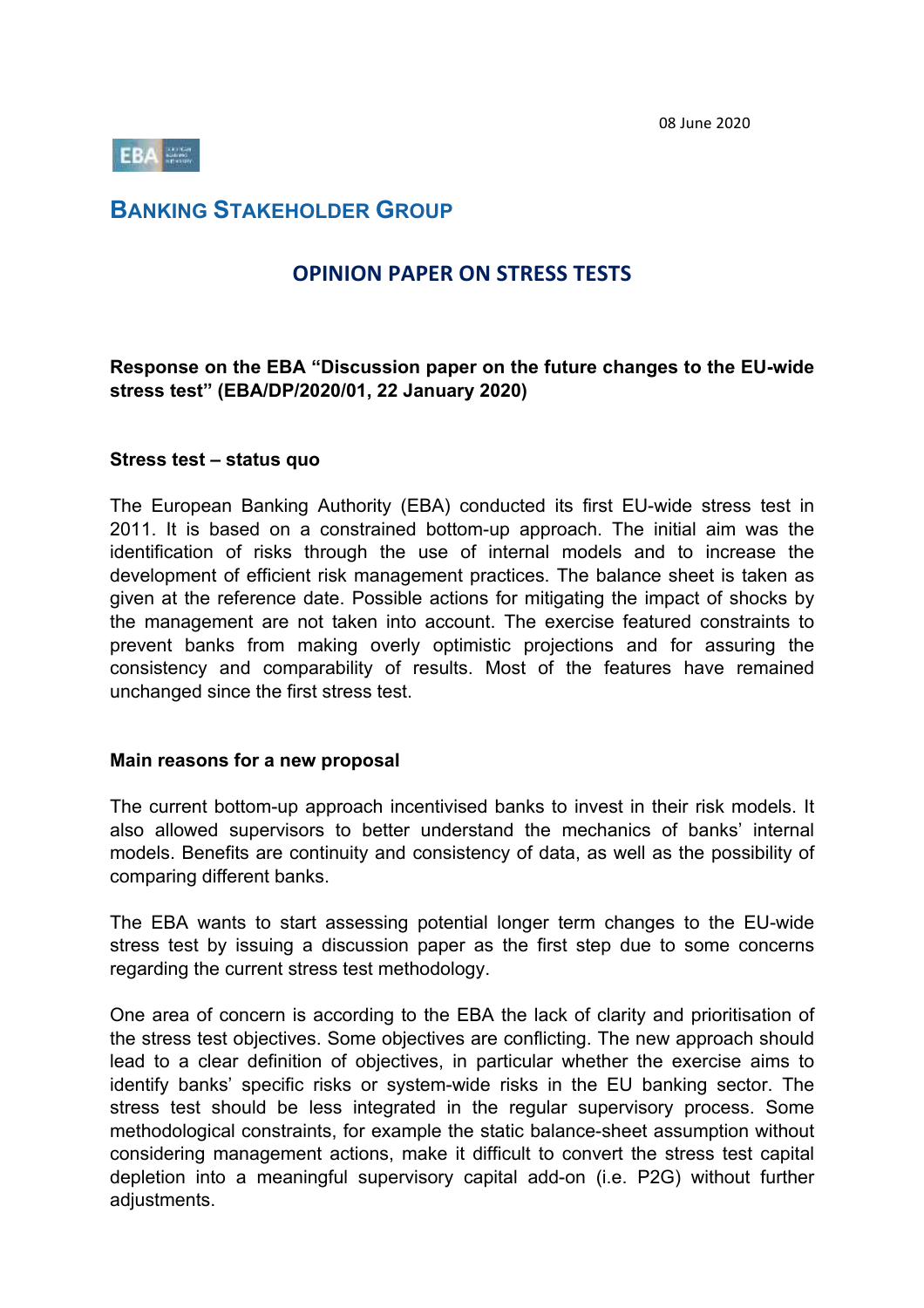08 June 2020

# BANKING STAKEHOLDER GROUP

## OPINION PAPER ON STRESS TESTS

**Response on the EBA "Discussion paper on the future changes to the EU-wide stress test" (EBA/DP/2020/01, 22 January 2020)**

**Stress test – status quo**

The European Banking Authority (EBA) conducted its first EU-wide stress test in 2011. It is based on a constrained bottom-up approach. The initial aim was the identification of risks through the use of internal models and to increase the development of efficient risk management practices. The balance sheet is taken as given at the reference date. Possible actions for mitigating the impact of shocks by the management are not taken into account. The exercise featured constraints to prevent banks from making overly optimistic projections and for assuring the consistency and comparability of results. Most of the features have remained unchanged since the first stress test.

**Main reasons for a new proposal**

The current bottom-up approach incentivised banks to invest in their risk models. It also allowed supervisors to better understand the mechanics of banks' internal models. Benefits are continuity and consistency of data, as well as the possibility of comparing different banks.

The EBA wants to start assessing potential longer term changes to the EU-wide stress test by issuing a discussion paper as the first step due to some concerns regarding the current stress test methodology.

One area of concern is according to the EBA the lack of clarity and prioritisation of the stress test objectives. Some objectives are conflicting. The new approach should lead to a clear definition of objectives, in particular whether the exercise aims to identify banks' specific risks or system-wide risks in the EU banking sector. The stress test should be less integrated in the regular supervisory process. Some methodological constraints, for example the static balance-sheet assumption without considering management actions, make it difficult to convert the stress test capital depletion into a meaningful supervisory capital add-on (i.e. P2G) without further adjustments.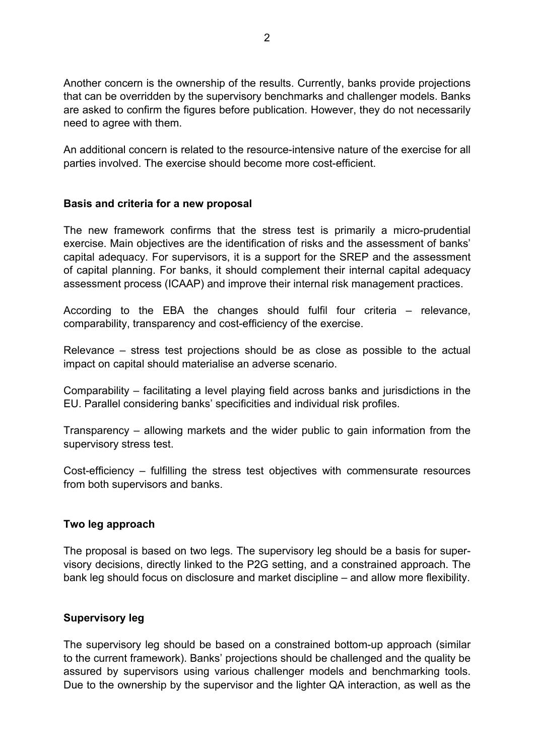Another concern is the ownership of the results. Currently, banks provide projections that can be overridden by the supervisory benchmarks and challenger models. Banks are asked to confirm the figures before publication. However, they do not necessarily need to agree with them.

An additional concern is related to the resource-intensive nature of the exercise for all parties involved. The exercise should become more cost-efficient.

**Basis and criteria for a new proposal**

The new framework confirms that the stress test is primarily a micro-prudential exercise. Main objectives are the identification of risks and the assessment of banks' capital adequacy. For supervisors, it is a support for the SREP and the assessment of capital planning. For banks, it should complement their internal capital adequacy assessment process (ICAAP) and improve their internal risk management practices.

According to the EBA the changes should fulfil four criteria – relevance, comparability, transparency and cost-efficiency of the exercise.

Relevance – stress test projections should be as close as possible to the actual impact on capital should materialise an adverse scenario.

Comparability – facilitating a level playing field across banks and jurisdictions in the EU. Parallel considering banks' specificities and individual risk profiles.

Transparency – allowing markets and the wider public to gain information from the supervisory stress test.

Cost-efficiency – fulfilling the stress test objectives with commensurate resources from both supervisors and banks.

**Two leg approach**

The proposal is based on two legs. The supervisory leg should be a basis for supervisory decisions, directly linked to the P2G setting, and a constrained approach. The bank leg should focus on disclosure and market discipline – and allow more flexibility.

**Supervisory leg**

The supervisory leg should be based on a constrained bottom-up approach (similar to the current framework). Banks' projections should be challenged and the quality be assured by supervisors using various challenger models and benchmarking tools. Due to the ownership by the supervisor and the lighter QA interaction, as well as the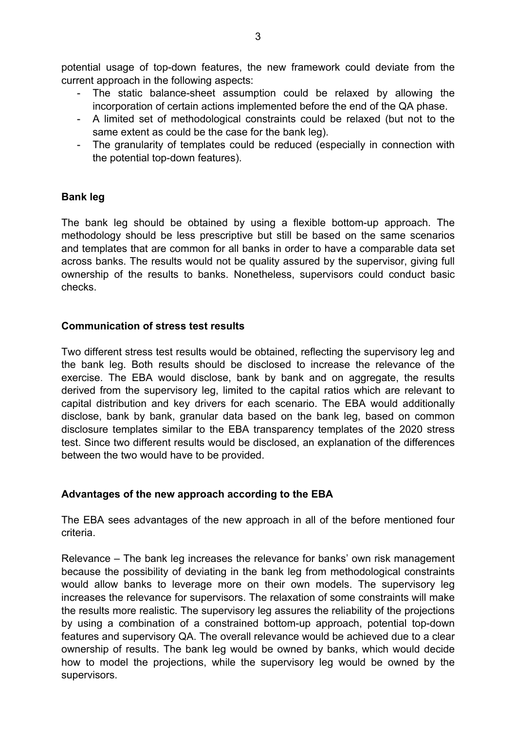potential usage of top-down features, the new framework could deviate from the current approach in the following aspects:

- The static balance-sheet assumption could be relaxed by allowing the incorporation of certain actions implemented before the end of the QA phase.
- A limited set of methodological constraints could be relaxed (but not to the same extent as could be the case for the bank leg).
- The granularity of templates could be reduced (especially in connection with the potential top-down features).

**Bank leg**

The bank leg should be obtained by using a flexible bottom-up approach. The methodology should be less prescriptive but still be based on the same scenarios and templates that are common for all banks in order to have a comparable data set across banks. The results would not be quality assured by the supervisor, giving full ownership of the results to banks. Nonetheless, supervisors could conduct basic checks.

**Communication of stress test results**

Two different stress test results would be obtained, reflecting the supervisory leg and the bank leg. Both results should be disclosed to increase the relevance of the exercise. The EBA would disclose, bank by bank and on aggregate, the results derived from the supervisory leg, limited to the capital ratios which are relevant to capital distribution and key drivers for each scenario. The EBA would additionally disclose, bank by bank, granular data based on the bank leg, based on common disclosure templates similar to the EBA transparency templates of the 2020 stress test. Since two different results would be disclosed, an explanation of the differences between the two would have to be provided.

**Advantages of the new approach according to the EBA**

The EBA sees advantages of the new approach in all of the before mentioned four criteria.

Relevance – The bank leg increases the relevance for banks' own risk management because the possibility of deviating in the bank leg from methodological constraints would allow banks to leverage more on their own models. The supervisory leg increases the relevance for supervisors. The relaxation of some constraints will make the results more realistic. The supervisory leg assures the reliability of the projections by using a combination of a constrained bottom-up approach, potential top-down features and supervisory QA. The overall relevance would be achieved due to a clear ownership of results. The bank leg would be owned by banks, which would decide how to model the projections, while the supervisory leg would be owned by the supervisors.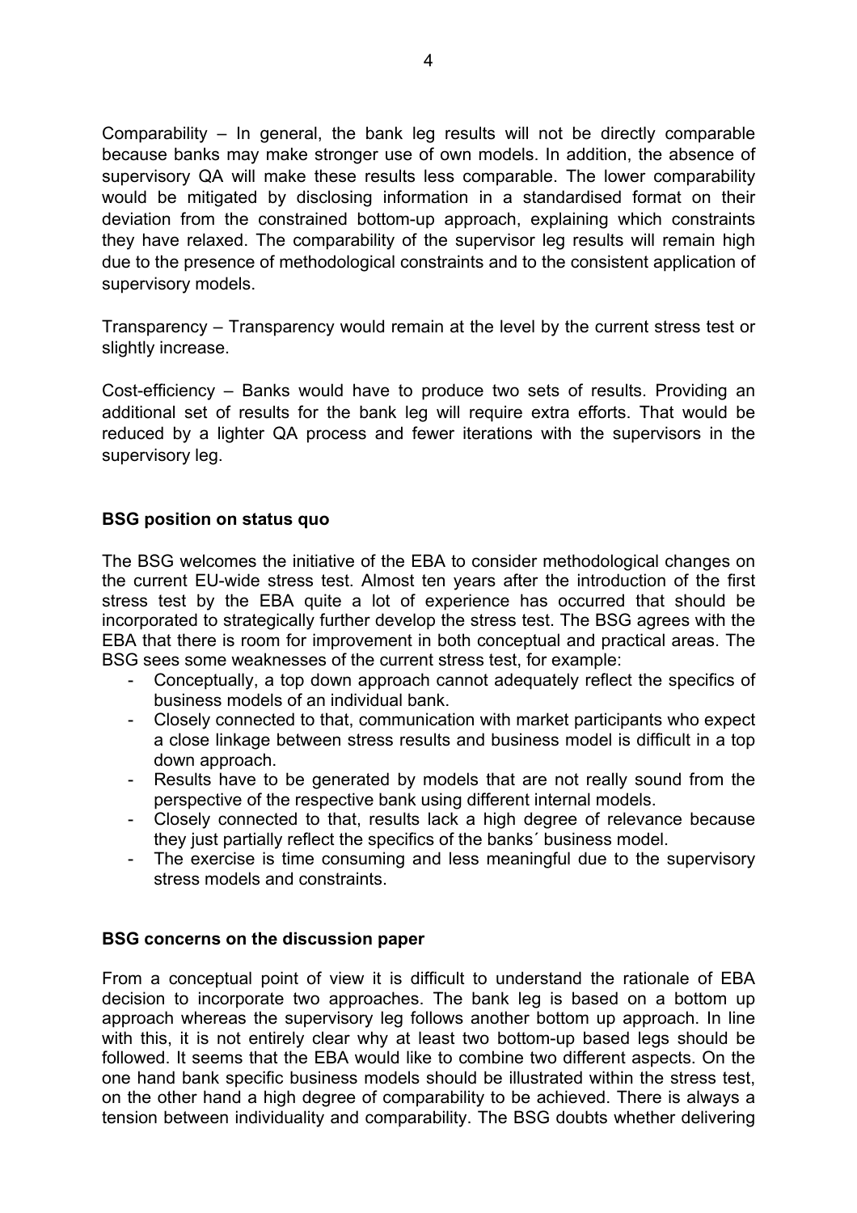Comparability – In general, the bank leg results will not be directly comparable because banks may make stronger use of own models. In addition, the absence of supervisory QA will make these results less comparable. The lower comparability would be mitigated by disclosing information in a standardised format on their deviation from the constrained bottom-up approach, explaining which constraints they have relaxed. The comparability of the supervisor leg results will remain high due to the presence of methodological constraints and to the consistent application of supervisory models.

Transparency – Transparency would remain at the level by the current stress test or slightly increase.

Cost-efficiency – Banks would have to produce two sets of results. Providing an additional set of results for the bank leg will require extra efforts. That would be reduced by a lighter QA process and fewer iterations with the supervisors in the supervisory leg.

**BSG position on status quo**

The BSG welcomes the initiative of the EBA to consider methodological changes on the current EU-wide stress test. Almost ten years after the introduction of the first stress test by the EBA quite a lot of experience has occurred that should be incorporated to strategically further develop the stress test. The BSG agrees with the EBA that there is room for improvement in both conceptual and practical areas. The BSG sees some weaknesses of the current stress test, for example:

- Conceptually, a top down approach cannot adequately reflect the specifics of business models of an individual bank.
- Closely connected to that, communication with market participants who expect a close linkage between stress results and business model is difficult in a top down approach.
- Results have to be generated by models that are not really sound from the perspective of the respective bank using different internal models.
- Closely connected to that, results lack a high degree of relevance because they just partially reflect the specifics of the banks´ business model.
- The exercise is time consuming and less meaningful due to the supervisory stress models and constraints.

**BSG concerns on the discussion paper**

From a conceptual point of view it is difficult to understand the rationale of EBA decision to incorporate two approaches. The bank leg is based on a bottom up approach whereas the supervisory leg follows another bottom up approach. In line with this, it is not entirely clear why at least two bottom-up based legs should be followed. It seems that the EBA would like to combine two different aspects. On the one hand bank specific business models should be illustrated within the stress test, on the other hand a high degree of comparability to be achieved. There is always a tension between individuality and comparability. The BSG doubts whether delivering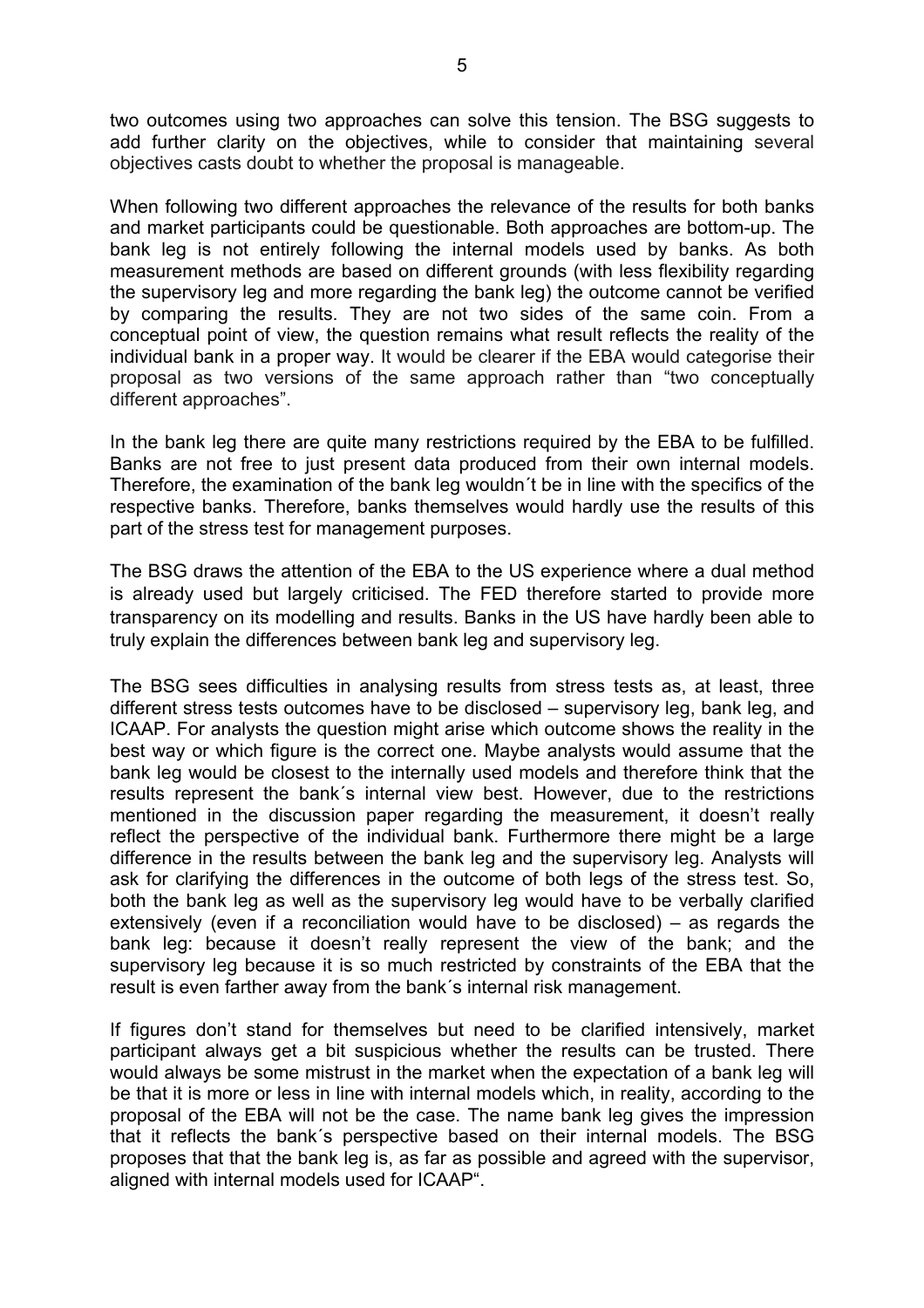two outcomes using two approaches can solve this tension. The BSG suggests to add further clarity on the objectives, while to consider that maintaining several objectives casts doubt to whether the proposal is manageable.

When following two different approaches the relevance of the results for both banks and market participants could be questionable. Both approaches are bottom-up. The bank leg is not entirely following the internal models used by banks. As both measurement methods are based on different grounds (with less flexibility regarding the supervisory leg and more regarding the bank leg) the outcome cannot be verified by comparing the results. They are not two sides of the same coin. From a conceptual point of view, the question remains what result reflects the reality of the individual bank in a proper way. It would be clearer if the EBA would categorise their proposal as two versions of the same approach rather than "two conceptually different approaches".

In the bank leg there are quite many restrictions required by the EBA to be fulfilled. Banks are not free to just present data produced from their own internal models. Therefore, the examination of the bank leg wouldn´t be in line with the specifics of the respective banks. Therefore, banks themselves would hardly use the results of this part of the stress test for management purposes.

The BSG draws the attention of the EBA to the US experience where a dual method is already used but largely criticised. The FED therefore started to provide more transparency on its modelling and results. Banks in the US have hardly been able to truly explain the differences between bank leg and supervisory leg.

The BSG sees difficulties in analysing results from stress tests as, at least, three different stress tests outcomes have to be disclosed – supervisory leg, bank leg, and ICAAP. For analysts the question might arise which outcome shows the reality in the best way or which figure is the correct one. Maybe analysts would assume that the bank leg would be closest to the internally used models and therefore think that the results represent the bank´s internal view best. However, due to the restrictions mentioned in the discussion paper regarding the measurement, it doesn't really reflect the perspective of the individual bank. Furthermore there might be a large difference in the results between the bank leg and the supervisory leg. Analysts will ask for clarifying the differences in the outcome of both legs of the stress test. So, both the bank leg as well as the supervisory leg would have to be verbally clarified extensively (even if a reconciliation would have to be disclosed) – as regards the bank leg: because it doesn't really represent the view of the bank; and the supervisory leg because it is so much restricted by constraints of the EBA that the result is even farther away from the bank´s internal risk management.

If figures don't stand for themselves but need to be clarified intensively, market participant always get a bit suspicious whether the results can be trusted. There would always be some mistrust in the market when the expectation of a bank leg will be that it is more or less in line with internal models which, in reality, according to the proposal of the EBA will not be the case. The name bank leg gives the impression that it reflects the bank´s perspective based on their internal models. The BSG proposes that that the bank leg is, as far as possible and agreed with the supervisor, aligned with internal models used for ICAAP".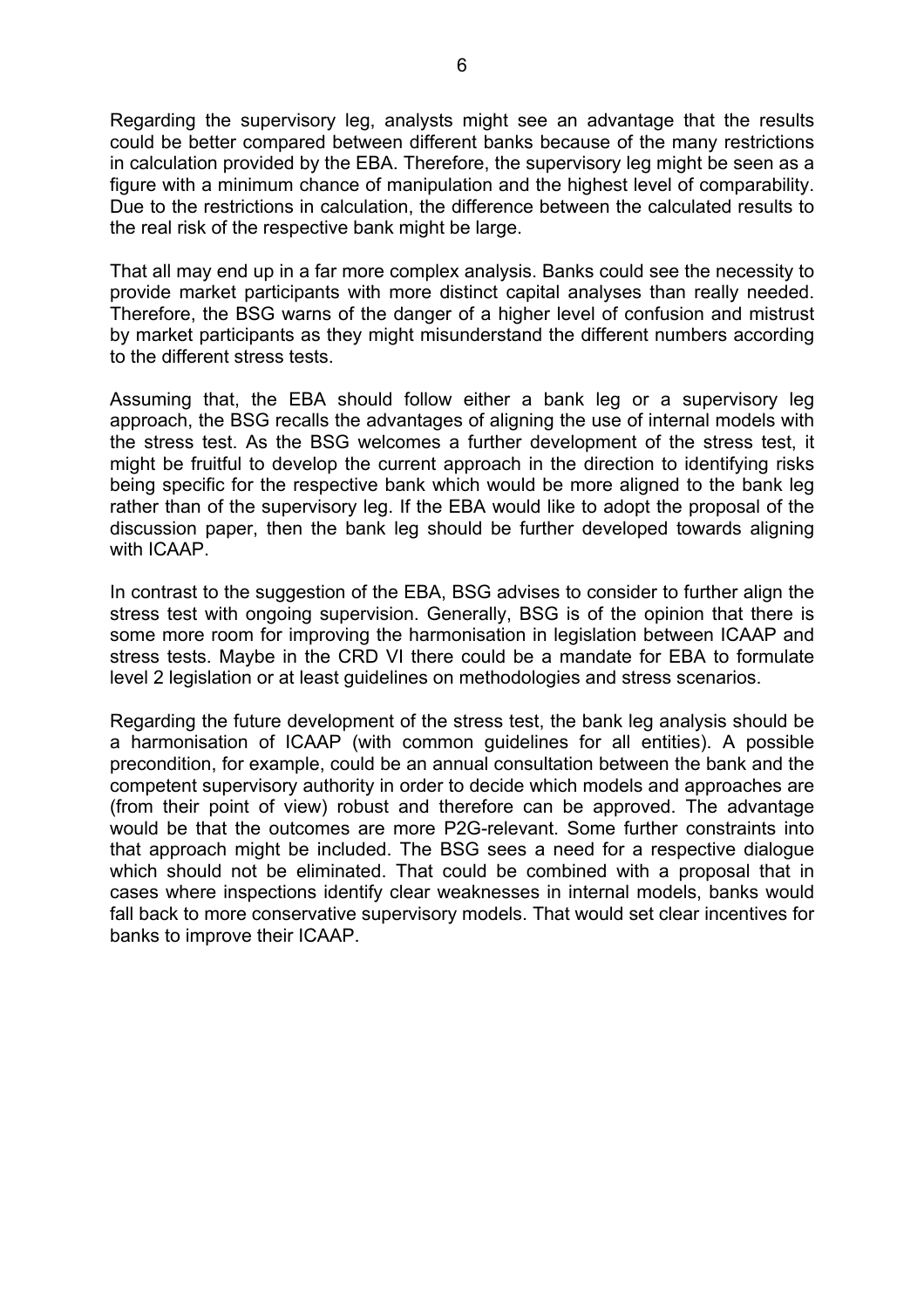Regarding the supervisory leg, analysts might see an advantage that the results could be better compared between different banks because of the many restrictions in calculation provided by the EBA. Therefore, the supervisory leg might be seen as a figure with a minimum chance of manipulation and the highest level of comparability. Due to the restrictions in calculation, the difference between the calculated results to the real risk of the respective bank might be large.

That all may end up in a far more complex analysis. Banks could see the necessity to provide market participants with more distinct capital analyses than really needed. Therefore, the BSG warns of the danger of a higher level of confusion and mistrust by market participants as they might misunderstand the different numbers according to the different stress tests.

Assuming that, the EBA should follow either a bank leg or a supervisory leg approach, the BSG recalls the advantages of aligning the use of internal models with the stress test. As the BSG welcomes a further development of the stress test, it might be fruitful to develop the current approach in the direction to identifying risks being specific for the respective bank which would be more aligned to the bank leg rather than of the supervisory leg. If the EBA would like to adopt the proposal of the discussion paper, then the bank leg should be further developed towards aligning with ICAAP.

In contrast to the suggestion of the EBA, BSG advises to consider to further align the stress test with ongoing supervision. Generally, BSG is of the opinion that there is some more room for improving the harmonisation in legislation between ICAAP and stress tests. Maybe in the CRD VI there could be a mandate for EBA to formulate level 2 legislation or at least guidelines on methodologies and stress scenarios.

Regarding the future development of the stress test, the bank leg analysis should be a harmonisation of ICAAP (with common guidelines for all entities). A possible precondition, for example, could be an annual consultation between the bank and the competent supervisory authority in order to decide which models and approaches are (from their point of view) robust and therefore can be approved. The advantage would be that the outcomes are more P2G-relevant. Some further constraints into that approach might be included. The BSG sees a need for a respective dialogue which should not be eliminated. That could be combined with a proposal that in cases where inspections identify clear weaknesses in internal models, banks would fall back to more conservative supervisory models. That would set clear incentives for banks to improve their ICAAP.